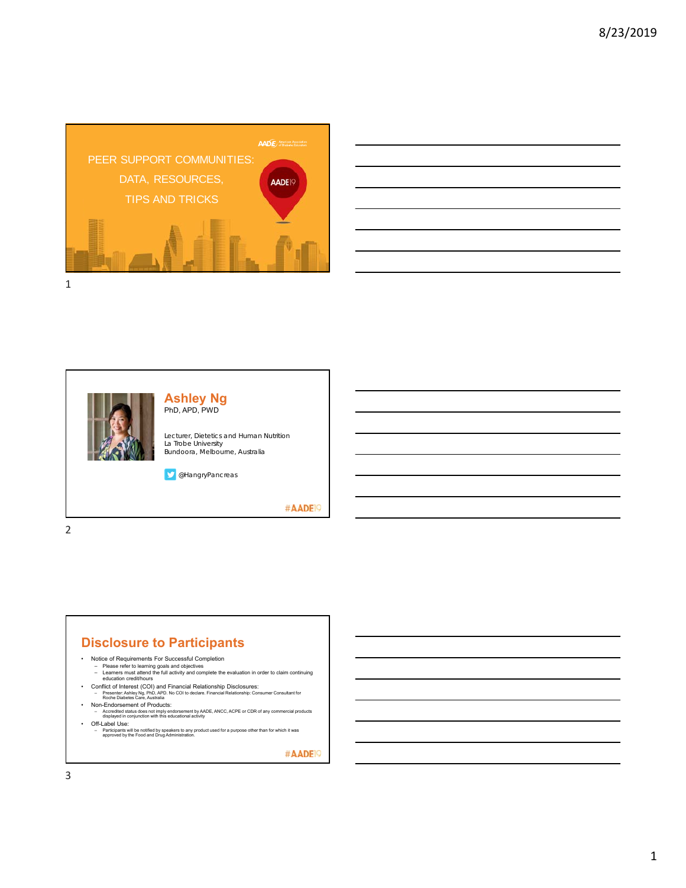# PEER SUPPORT COMMUNITIES: DATA, RESOURCES, TIPS AND TRICKS

AADE19

## Ashley Ng

PhD, APD, PWD

Lecturer, Dietetics and Human Nutrition
La Trobe University
Bundoora, Melbourne, Australia

@HangryPancreas

#AADE19

## Disclosure to Participants

- Notice of Requirements For Successful Completion
  - Please refer to learning goals and objectives
  - Learners must attend the full activity and complete the evaluation in order to claim continuing education credit/hours
- Conflict of Interest (COI) and Financial Relationship Disclosures:
  - Presenter: Ashley Ng, PhD, APD. No COI to declare. Financial Relationship: Consumer Consultant for Roche Diabetes Care, Australia
- Non-Endorsement of Products:
  - Accredited status does not imply endorsement by AADE, ANCC, ACPE or CDR of any commercial products displayed in conjunction with this educational activity
- Off-Label Use:
  - Participants will be notified by speakers to any product used for a purpose other than for which it was approved by the Food and Drug Administration.

#AADE19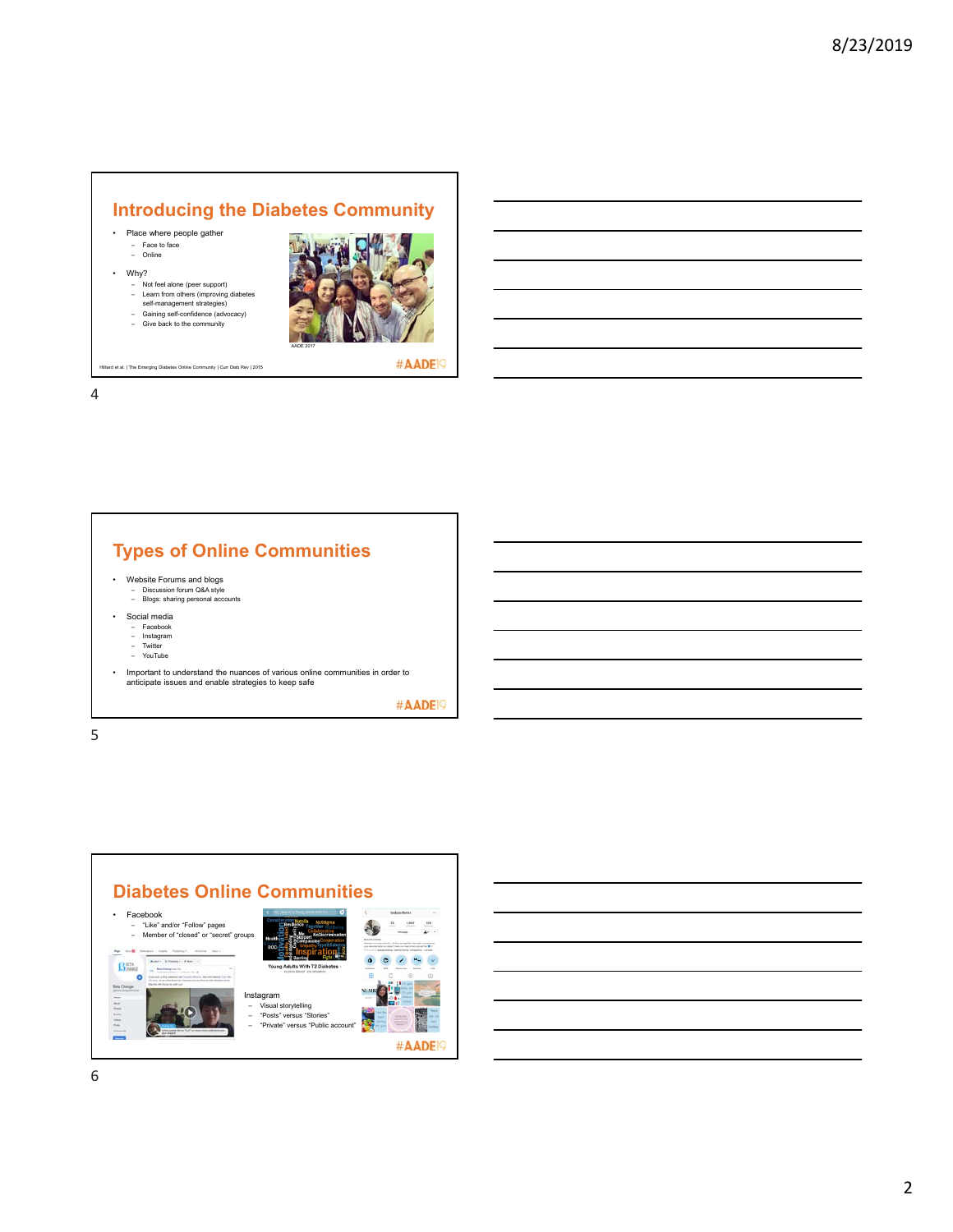## Introducing the Diabetes Community

- Place where people gather
  - Face to face
  - Online
- Why?
  - Not feel alone (peer support)
  - Learn from others (improving diabetes self-management strategies)
  - Gaining self-confidence (advocacy)
  - Give back to the community

AADE 2017

Hilliard et al. | The Emerging Diabetes Online Community | Curr Diab Rev | 2015

#AADE19

## Types of Online Communities

- Website Forums and blogs
  - Discussion forum Q&A style
  - Blogs: sharing personal accounts
- Social media
  - Facebook
  - Instagram
  - Twitter
  - YouTube
- Important to understand the nuances of various online communities in order to anticipate issues and enable strategies to keep safe

#AADE19

## Diabetes Online Communities

- Facebook
  - "Like" and/or "Follow" pages
  - Member of "closed" or "secret" groups

Young Adults With T2 Diabetes

Instagram
- Visual storytelling
- "Posts" versus "Stories"
- "Private" versus "Public account"

#AADE19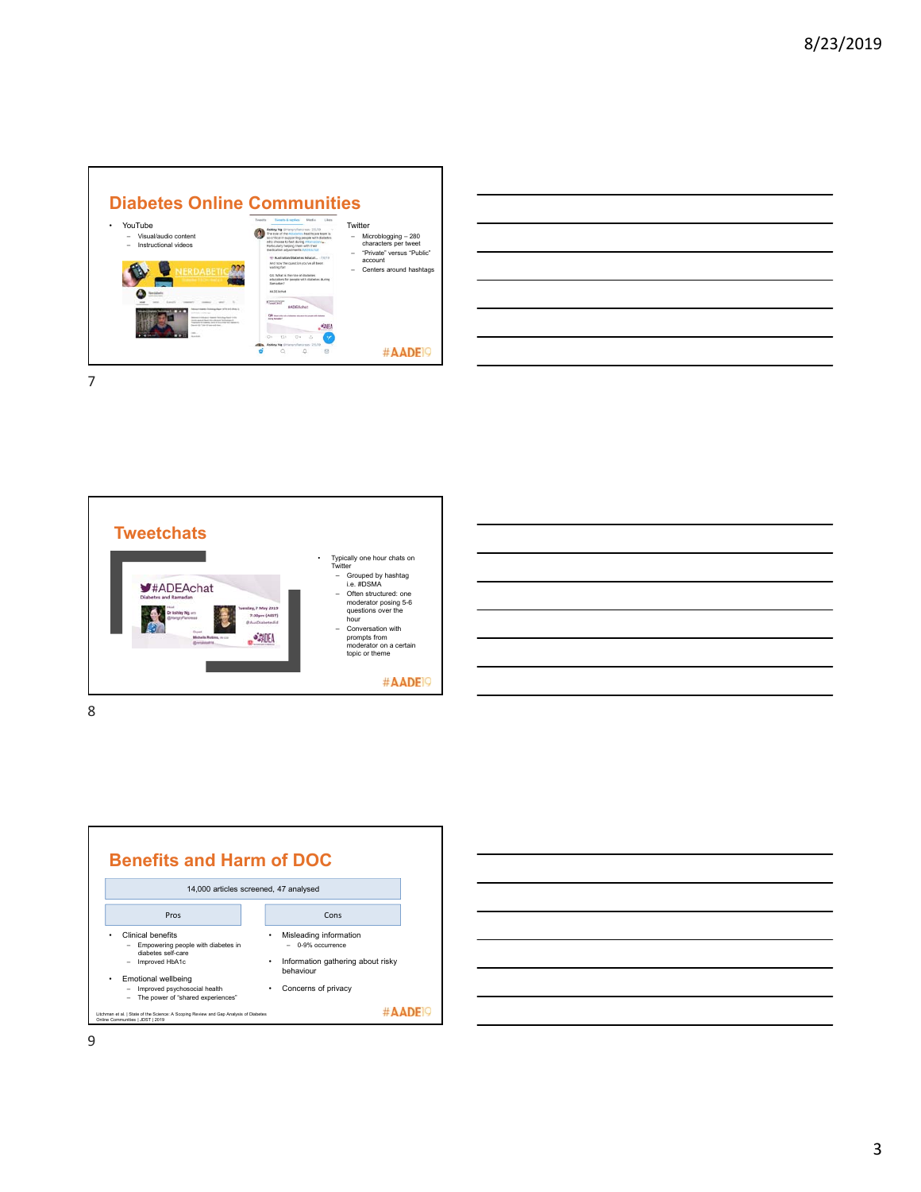## Diabetes Online Communities

- YouTube
  - Visual/audio content
  - Instructional videos
- Twitter
  - Microblogging – 280 characters per tweet
  - "Private" versus "Public" account
  - Centers around hashtags

#AADE19

## Tweetchats

- Typically one hour chats on Twitter
  - Grouped by hashtag i.e. #DSMA
  - Often structured: one moderator posing 5-6 questions over the hour
  - Conversation with prompts from moderator on a certain topic or theme

#AADE19

## Benefits and Harm of DOC

14,000 articles screened, 47 analysed

| Pros | Cons |
| --- | --- |
| • Clinical benefits<br>– Empowering people with diabetes in diabetes self-care<br>– Improved HbA1c<br>• Emotional wellbeing<br>– Improved psychosocial health<br>– The power of "shared experiences" | • Misleading information<br>– 0-9% occurrence<br>• Information gathering about risky behaviour<br>• Concerns of privacy |

Litchman et al. | State of the Science: A Scoping Review and Gap Analysis of Diabetes Online Communities | JDST | 2019

#AADE19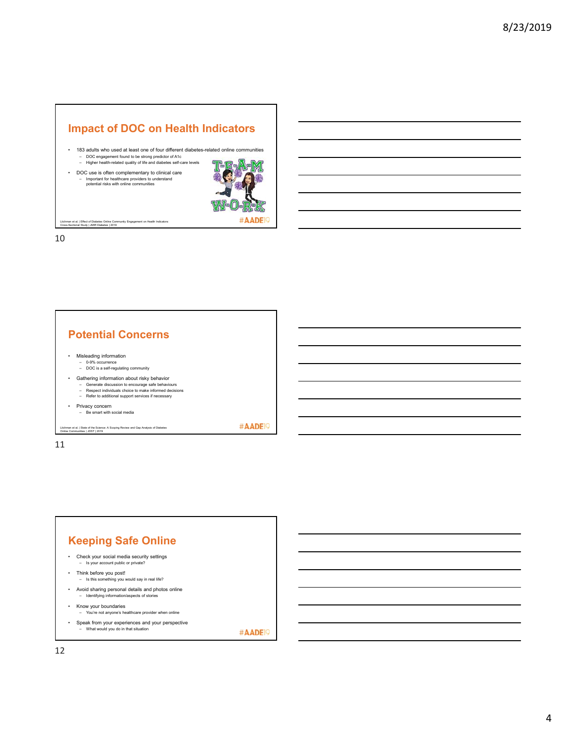## Impact of DOC on Health Indicators

- 183 adults who used at least one of four different diabetes-related online communities
  - DOC engagement found to be strong predictor of A1c
  - Higher health-related quality of life and diabetes self-care levels
- DOC use is often complementary to clinical care
  - Important for healthcare providers to understand potential risks with online communities

Litchman et al. | Effect of Diabetes Online Community Engagement on Health Indicators: Cross-Sectional Study | JMIR Diabetes | 2019

#AADE19

## Potential Concerns

- Misleading information
  - 0-9% occurrence
  - DOC is a self-regulating community
- Gathering information about risky behavior
  - Generate discussion to encourage safe behaviours
  - Respect individuals choice to make informed decisions
  - Refer to additional support services if necessary
- Privacy concern
  - Be smart with social media

Litchman et al. | State of the Science: A Scoping Review and Gap Analysis of Diabetes Online Communities | JDST | 2019

#AADE19

## Keeping Safe Online

- Check your social media security settings
  - Is your account public or private?
- Think before you post!
  - Is this something you would say in real life?
- Avoid sharing personal details and photos online
  - Identifying information/aspects of stories
- Know your boundaries
  - You're not anyone's healthcare provider when online
- Speak from your experiences and your perspective
  - What would you do in that situation

#AADE19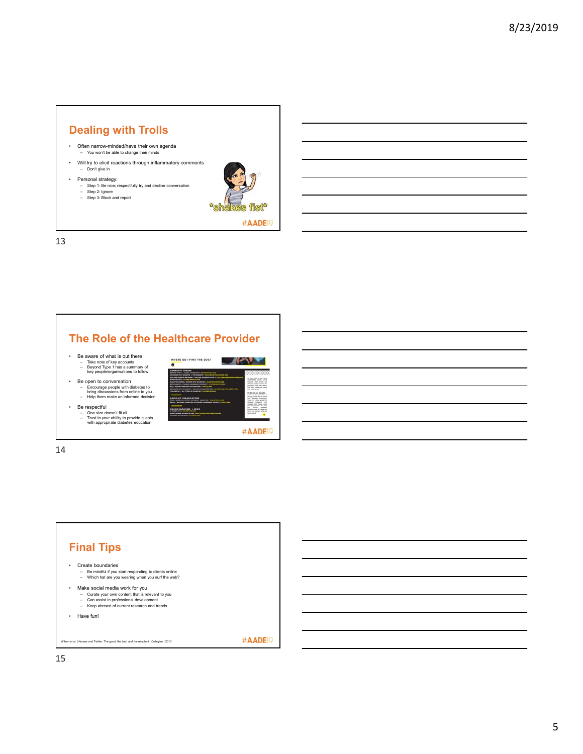## Dealing with Trolls

- Often narrow-minded/have their own agenda
  - You won't be able to change their minds
- Will try to elicit reactions through inflammatory comments
  - Don't give in
- Personal strategy:
  - Step 1: Be nice; respectfully try and decline conversation
  - Step 2: Ignore
  - Step 3: Block and report

*shakes fist*

#AADE19

## The Role of the Healthcare Provider

- Be aware of what is out there
  - Take note of key accounts
  - Beyond Type 1 has a summary of key people/organisations to follow
- Be open to conversation
  - Encourage people with diabetes to bring discussions from online to you
  - Help them make an informed decision
- Be respectful
  - One size doesn't fit all
  - Trust in your ability to provide clients with appropriate diabetes education

#AADE19

## Final Tips

- Create boundaries
  - Be mindful if you start responding to clients online
  - Which hat are you wearing when you surf the web?
- Make social media work for you
  - Curate your own content that is relevant to you
  - Can assist in professional development
  - Keep abreast of current research and trends
- Have fun!

Wilson et al. | Nurses and Twitter: The good, the bad, and the reluctant | Collegian | 2013

#AADE19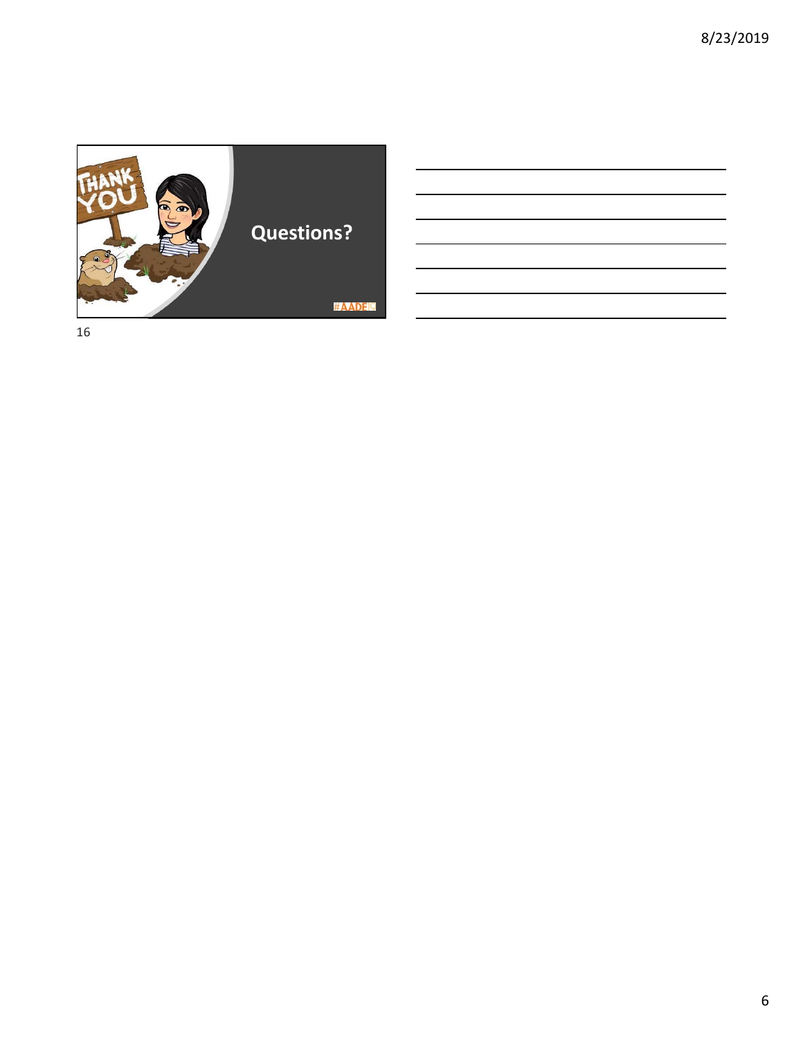Questions?

#AADE19